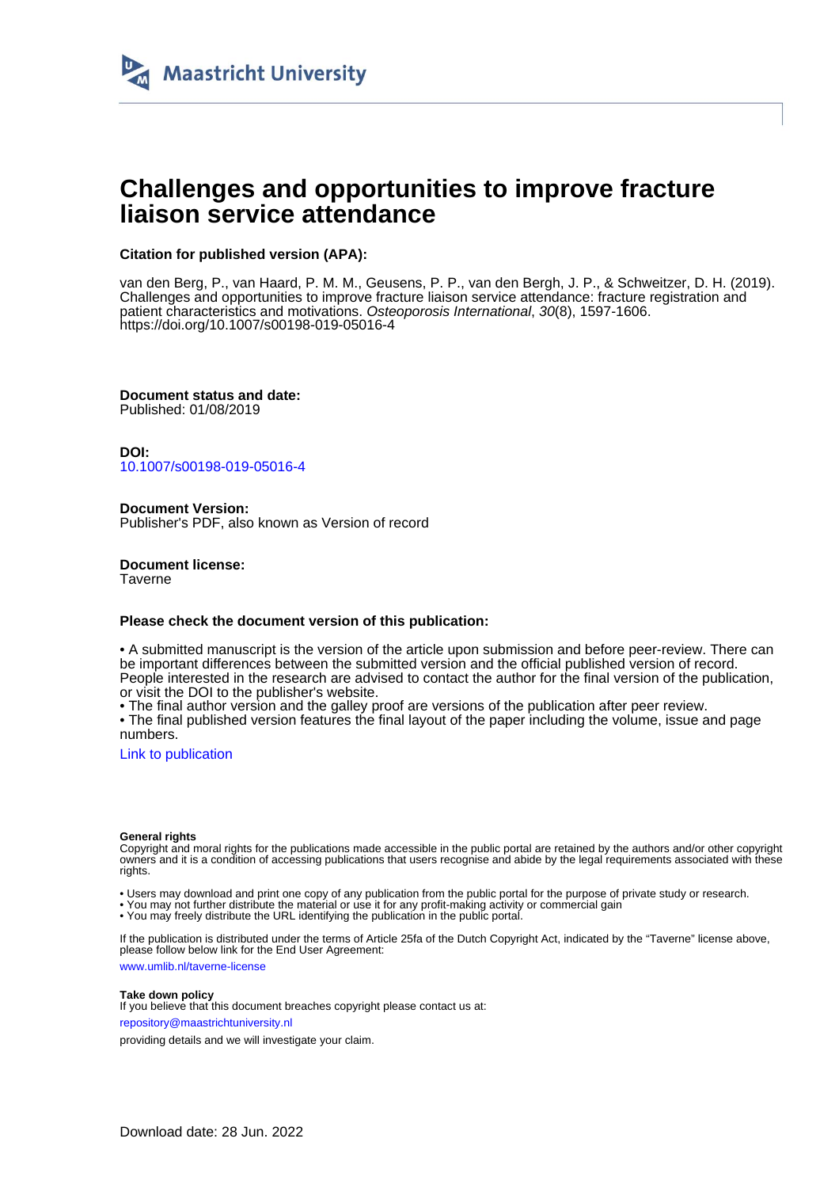Maastricht University

# Challenges and opportunities to improve fracture liaison service attendance

**Citation for published version (APA):**

van den Berg, P., van Haard, P. M. M., Geusens, P. P., van den Bergh, J. P., & Schweitzer, D. H. (2019). Challenges and opportunities to improve fracture liaison service attendance: fracture registration and patient characteristics and motivations. *Osteoporosis International*, *30*(8), 1597-1606. https://doi.org/10.1007/s00198-019-05016-4

**Document status and date:**
Published: 01/08/2019

**DOI:**
10.1007/s00198-019-05016-4

**Document Version:**
Publisher's PDF, also known as Version of record

**Document license:**
Taverne

**Please check the document version of this publication:**

• A submitted manuscript is the version of the article upon submission and before peer-review. There can be important differences between the submitted version and the official published version of record. People interested in the research are advised to contact the author for the final version of the publication, or visit the DOI to the publisher's website.
• The final author version and the galley proof are versions of the publication after peer review.
• The final published version features the final layout of the paper including the volume, issue and page numbers.

Link to publication

**General rights**
Copyright and moral rights for the publications made accessible in the public portal are retained by the authors and/or other copyright owners and it is a condition of accessing publications that users recognise and abide by the legal requirements associated with these rights.

• Users may download and print one copy of any publication from the public portal for the purpose of private study or research.
• You may not further distribute the material or use it for any profit-making activity or commercial gain
• You may freely distribute the URL identifying the publication in the public portal.

If the publication is distributed under the terms of Article 25fa of the Dutch Copyright Act, indicated by the "Taverne" license above, please follow below link for the End User Agreement:

www.umlib.nl/taverne-license

**Take down policy**
If you believe that this document breaches copyright please contact us at:

repository@maastrichtuniversity.nl

providing details and we will investigate your claim.

Download date: 28 Jun. 2022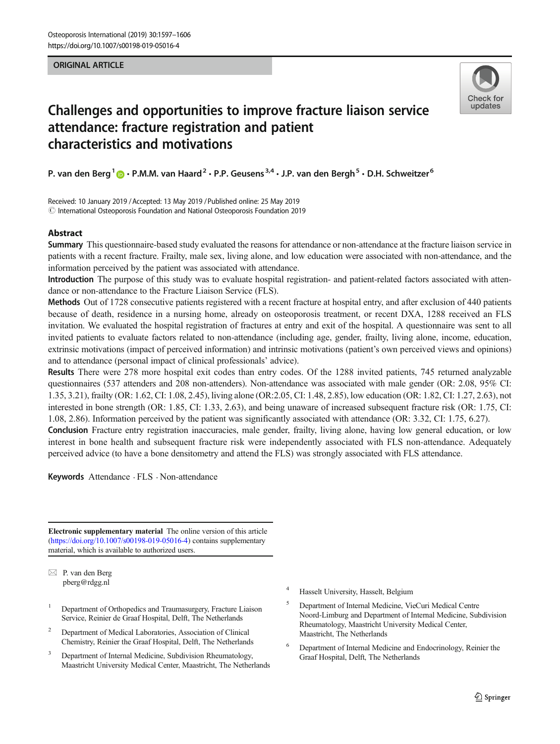# Challenges and opportunities to improve fracture liaison service attendance: fracture registration and patient characteristics and motivations

**P. van den Berg**[1] · **P.M.M. van Haard**[2] · **P.P. Geusens**[3,4] · **J.P. van den Bergh**[5] · **D.H. Schweitzer**[6]

Received: 10 January 2019 / Accepted: 13 May 2019 / Published online: 25 May 2019
© International Osteoporosis Foundation and National Osteoporosis Foundation 2019

## Abstract

**Summary** This questionnaire-based study evaluated the reasons for attendance or non-attendance at the fracture liaison service in patients with a recent fracture. Frailty, male sex, living alone, and low education were associated with non-attendance, and the information perceived by the patient was associated with attendance.

**Introduction** The purpose of this study was to evaluate hospital registration- and patient-related factors associated with attendance or non-attendance to the Fracture Liaison Service (FLS).

**Methods** Out of 1728 consecutive patients registered with a recent fracture at hospital entry, and after exclusion of 440 patients because of death, residence in a nursing home, already on osteoporosis treatment, or recent DXA, 1288 received an FLS invitation. We evaluated the hospital registration of fractures at entry and exit of the hospital. A questionnaire was sent to all invited patients to evaluate factors related to non-attendance (including age, gender, frailty, living alone, income, education, extrinsic motivations (impact of perceived information) and intrinsic motivations (patient's own perceived views and opinions) and to attendance (personal impact of clinical professionals' advice).

**Results** There were 278 more hospital exit codes than entry codes. Of the 1288 invited patients, 745 returned analyzable questionnaires (537 attenders and 208 non-attenders). Non-attendance was associated with male gender (OR: 2.08, 95% CI: 1.35, 3.21), frailty (OR: 1.62, CI: 1.08, 2.45), living alone (OR:2.05, CI: 1.48, 2.85), low education (OR: 1.82, CI: 1.27, 2.63), not interested in bone strength (OR: 1.85, CI: 1.33, 2.63), and being unaware of increased subsequent fracture risk (OR: 1.75, CI: 1.08, 2.86). Information perceived by the patient was significantly associated with attendance (OR: 3.32, CI: 1.75, 6.27).

**Conclusion** Fracture entry registration inaccuracies, male gender, frailty, living alone, having low general education, or low interest in bone health and subsequent fracture risk were independently associated with FLS non-attendance. Adequately perceived advice (to have a bone densitometry and attend the FLS) was strongly associated with FLS attendance.

**Keywords** Attendance · FLS · Non-attendance

---

**Electronic supplementary material** The online version of this article (https://doi.org/10.1007/s00198-019-05016-4) contains supplementary material, which is available to authorized users.

✉ P. van den Berg
pberg@rdgg.nl

[1] Department of Orthopedics and Traumasurgery, Fracture Liaison Service, Reinier de Graaf Hospital, Delft, The Netherlands

[2] Department of Medical Laboratories, Association of Clinical Chemistry, Reinier the Graaf Hospital, Delft, The Netherlands

[3] Department of Internal Medicine, Subdivision Rheumatology, Maastricht University Medical Center, Maastricht, The Netherlands

[4] Hasselt University, Hasselt, Belgium

[5] Department of Internal Medicine, VieCuri Medical Centre Noord-Limburg and Department of Internal Medicine, Subdivision Rheumatology, Maastricht University Medical Center, Maastricht, The Netherlands

[6] Department of Internal Medicine and Endocrinology, Reinier the Graaf Hospital, Delft, The Netherlands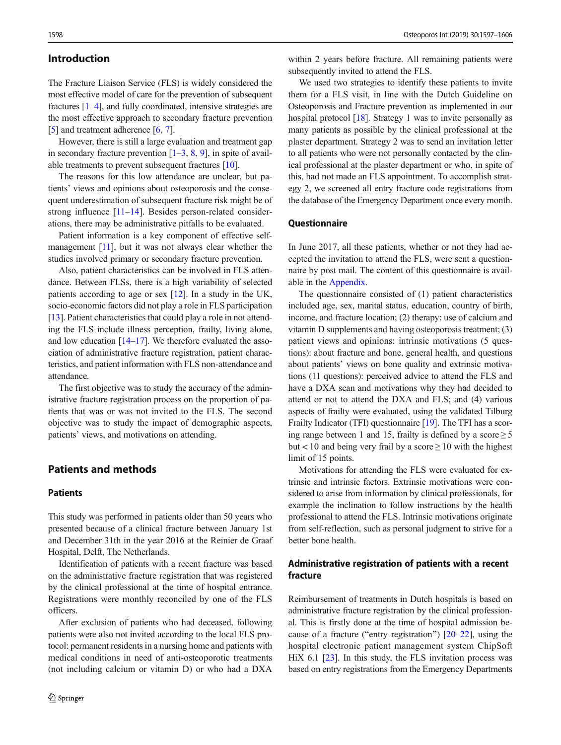## Introduction

The Fracture Liaison Service (FLS) is widely considered the most effective model of care for the prevention of subsequent fractures [1–4], and fully coordinated, intensive strategies are the most effective approach to secondary fracture prevention [5] and treatment adherence [6, 7].

However, there is still a large evaluation and treatment gap in secondary fracture prevention [1–3, 8, 9], in spite of available treatments to prevent subsequent fractures [10].

The reasons for this low attendance are unclear, but patients' views and opinions about osteoporosis and the consequent underestimation of subsequent fracture risk might be of strong influence [11–14]. Besides person-related considerations, there may be administrative pitfalls to be evaluated.

Patient information is a key component of effective self-management [11], but it was not always clear whether the studies involved primary or secondary fracture prevention.

Also, patient characteristics can be involved in FLS attendance. Between FLSs, there is a high variability of selected patients according to age or sex [12]. In a study in the UK, socio-economic factors did not play a role in FLS participation [13]. Patient characteristics that could play a role in not attending the FLS include illness perception, frailty, living alone, and low education [14–17]. We therefore evaluated the association of administrative fracture registration, patient characteristics, and patient information with FLS non-attendance and attendance.

The first objective was to study the accuracy of the administrative fracture registration process on the proportion of patients that was or was not invited to the FLS. The second objective was to study the impact of demographic aspects, patients' views, and motivations on attending.

## Patients and methods

### Patients

This study was performed in patients older than 50 years who presented because of a clinical fracture between January 1st and December 31th in the year 2016 at the Reinier de Graaf Hospital, Delft, The Netherlands.

Identification of patients with a recent fracture was based on the administrative fracture registration that was registered by the clinical professional at the time of hospital entrance. Registrations were monthly reconciled by one of the FLS officers.

After exclusion of patients who had deceased, following patients were also not invited according to the local FLS protocol: permanent residents in a nursing home and patients with medical conditions in need of anti-osteoporotic treatments (not including calcium or vitamin D) or who had a DXA within 2 years before fracture. All remaining patients were subsequently invited to attend the FLS.

We used two strategies to identify these patients to invite them for a FLS visit, in line with the Dutch Guideline on Osteoporosis and Fracture prevention as implemented in our hospital protocol [18]. Strategy 1 was to invite personally as many patients as possible by the clinical professional at the plaster department. Strategy 2 was to send an invitation letter to all patients who were not personally contacted by the clinical professional at the plaster department or who, in spite of this, had not made an FLS appointment. To accomplish strategy 2, we screened all entry fracture code registrations from the database of the Emergency Department once every month.

### Questionnaire

In June 2017, all these patients, whether or not they had accepted the invitation to attend the FLS, were sent a questionnaire by post mail. The content of this questionnaire is available in the Appendix.

The questionnaire consisted of (1) patient characteristics included age, sex, marital status, education, country of birth, income, and fracture location; (2) therapy: use of calcium and vitamin D supplements and having osteoporosis treatment; (3) patient views and opinions: intrinsic motivations (5 questions): about fracture and bone, general health, and questions about patients' views on bone quality and extrinsic motivations (11 questions): perceived advice to attend the FLS and have a DXA scan and motivations why they had decided to attend or not to attend the DXA and FLS; and (4) various aspects of frailty were evaluated, using the validated Tilburg Frailty Indicator (TFI) questionnaire [19]. The TFI has a scoring range between 1 and 15, frailty is defined by a score $\geq 5$ but $< 10$ and being very frail by a score $\geq 10$ with the highest limit of 15 points.

Motivations for attending the FLS were evaluated for extrinsic and intrinsic factors. Extrinsic motivations were considered to arise from information by clinical professionals, for example the inclination to follow instructions by the health professional to attend the FLS. Intrinsic motivations originate from self-reflection, such as personal judgment to strive for a better bone health.

### Administrative registration of patients with a recent fracture

Reimbursement of treatments in Dutch hospitals is based on administrative fracture registration by the clinical professional. This is firstly done at the time of hospital admission because of a fracture ("entry registration") [20–22], using the hospital electronic patient management system ChipSoft HiX 6.1 [23]. In this study, the FLS invitation process was based on entry registrations from the Emergency Departments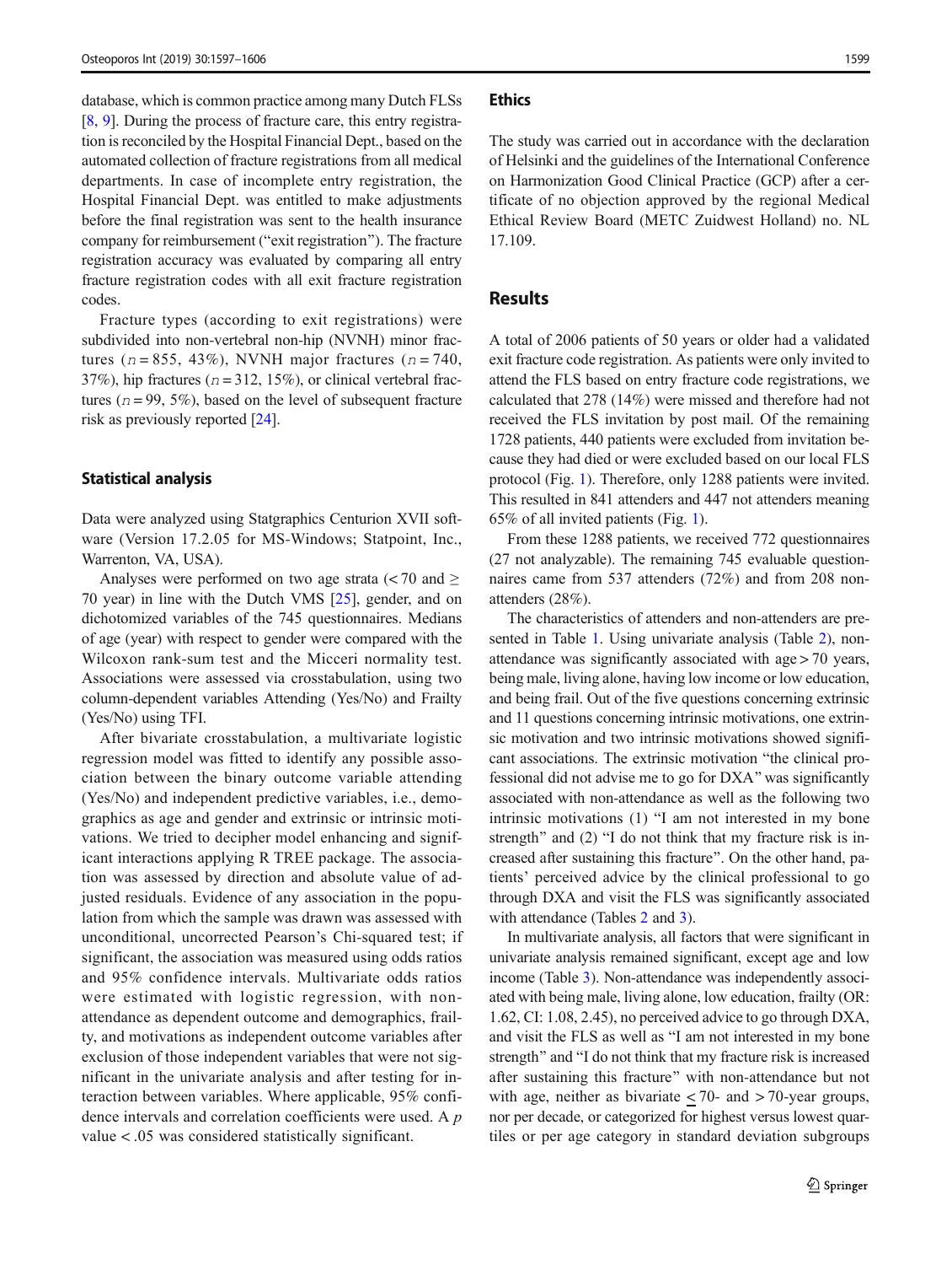database, which is common practice among many Dutch FLSs [8, 9]. During the process of fracture care, this entry registration is reconciled by the Hospital Financial Dept., based on the automated collection of fracture registrations from all medical departments. In case of incomplete entry registration, the Hospital Financial Dept. was entitled to make adjustments before the final registration was sent to the health insurance company for reimbursement ("exit registration"). The fracture registration accuracy was evaluated by comparing all entry fracture registration codes with all exit fracture registration codes.

Fracture types (according to exit registrations) were subdivided into non-vertebral non-hip (NVNH) minor fractures ($n = 855$, 43%), NVNH major fractures ($n = 740$, 37%), hip fractures ($n = 312$, 15%), or clinical vertebral fractures ($n = 99$, 5%), based on the level of subsequent fracture risk as previously reported [24].

### Statistical analysis

Data were analyzed using Statgraphics Centurion XVII software (Version 17.2.05 for MS-Windows; Statpoint, Inc., Warrenton, VA, USA).

Analyses were performed on two age strata (< 70 and ≥ 70 year) in line with the Dutch VMS [25], gender, and on dichotomized variables of the 745 questionnaires. Medians of age (year) with respect to gender were compared with the Wilcoxon rank-sum test and the Micceri normality test. Associations were assessed via crosstabulation, using two column-dependent variables Attending (Yes/No) and Frailty (Yes/No) using TFI.

After bivariate crosstabulation, a multivariate logistic regression model was fitted to identify any possible association between the binary outcome variable attending (Yes/No) and independent predictive variables, i.e., demographics as age and gender and extrinsic or intrinsic motivations. We tried to decipher model enhancing and significant interactions applying R TREE package. The association was assessed by direction and absolute value of adjusted residuals. Evidence of any association in the population from which the sample was drawn was assessed with unconditional, uncorrected Pearson's Chi-squared test; if significant, the association was measured using odds ratios and 95% confidence intervals. Multivariate odds ratios were estimated with logistic regression, with non-attendance as dependent outcome and demographics, frailty, and motivations as independent outcome variables after exclusion of those independent variables that were not significant in the univariate analysis and after testing for interaction between variables. Where applicable, 95% confidence intervals and correlation coefficients were used. A $p$ value < .05 was considered statistically significant.

### Ethics

The study was carried out in accordance with the declaration of Helsinki and the guidelines of the International Conference on Harmonization Good Clinical Practice (GCP) after a certificate of no objection approved by the regional Medical Ethical Review Board (METC Zuidwest Holland) no. NL 17.109.

## Results

A total of 2006 patients of 50 years or older had a validated exit fracture code registration. As patients were only invited to attend the FLS based on entry fracture code registrations, we calculated that 278 (14%) were missed and therefore had not received the FLS invitation by post mail. Of the remaining 1728 patients, 440 patients were excluded from invitation because they had died or were excluded based on our local FLS protocol (Fig. 1). Therefore, only 1288 patients were invited. This resulted in 841 attenders and 447 not attenders meaning 65% of all invited patients (Fig. 1).

From these 1288 patients, we received 772 questionnaires (27 not analyzable). The remaining 745 evaluable questionnaires came from 537 attenders (72%) and from 208 non-attenders (28%).

The characteristics of attenders and non-attenders are presented in Table 1. Using univariate analysis (Table 2), non-attendance was significantly associated with age > 70 years, being male, living alone, having low income or low education, and being frail. Out of the five questions concerning extrinsic and 11 questions concerning intrinsic motivations, one extrinsic motivation and two intrinsic motivations showed significant associations. The extrinsic motivation "the clinical professional did not advise me to go for DXA" was significantly associated with non-attendance as well as the following two intrinsic motivations (1) "I am not interested in my bone strength" and (2) "I do not think that my fracture risk is increased after sustaining this fracture". On the other hand, patients' perceived advice by the clinical professional to go through DXA and visit the FLS was significantly associated with attendance (Tables 2 and 3).

In multivariate analysis, all factors that were significant in univariate analysis remained significant, except age and low income (Table 3). Non-attendance was independently associated with being male, living alone, low education, frailty (OR: 1.62, CI: 1.08, 2.45), no perceived advice to go through DXA, and visit the FLS as well as "I am not interested in my bone strength" and "I do not think that my fracture risk is increased after sustaining this fracture" with non-attendance but not with age, neither as bivariate ≤ 70- and > 70-year groups, nor per decade, or categorized for highest versus lowest quartiles or per age category in standard deviation subgroups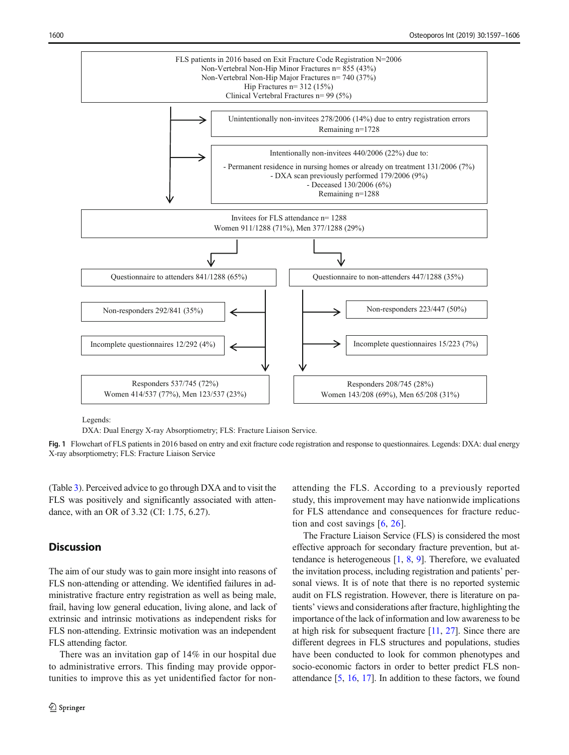FLS patients in 2016 based on Exit Fracture Code Registration N=2006
Non-Vertebral Non-Hip Minor Fractures n= 855 (43%)
Non-Vertebral Non-Hip Major Fractures n= 740 (37%)
Hip Fractures n= 312 (15%)
Clinical Vertebral Fractures n= 99 (5%)

→ Unintentionally non-invitees 278/2006 (14%) due to entry registration errors
Remaining n=1728

→ Intentionally non-invitees 440/2006 (22%) due to:
- Permanent residence in nursing homes or already on treatment 131/2006 (7%)
- DXA scan previously performed 179/2006 (9%)
- Deceased 130/2006 (6%)
Remaining n=1288

Invitees for FLS attendance n= 1288
Women 911/1288 (71%), Men 377/1288 (29%)

| Questionnaire to attenders 841/1288 (65%) | Questionnaire to non-attenders 447/1288 (35%) |
|---|---|
| Non-responders 292/841 (35%) | Non-responders 223/447 (50%) |
| Incomplete questionnaires 12/292 (4%) | Incomplete questionnaires 15/223 (7%) |
| Responders 537/745 (72%)<br>Women 414/537 (77%), Men 123/537 (23%) | Responders 208/745 (28%)<br>Women 143/208 (69%), Men 65/208 (31%) |

Legends:
DXA: Dual Energy X-ray Absorptiometry; FLS: Fracture Liaison Service.

**Fig. 1** Flowchart of FLS patients in 2016 based on entry and exit fracture code registration and response to questionnaires. Legends: DXA: dual energy X-ray absorptiometry; FLS: Fracture Liaison Service

(Table 3). Perceived advice to go through DXA and to visit the FLS was positively and significantly associated with attendance, with an OR of 3.32 (CI: 1.75, 6.27).

## Discussion

The aim of our study was to gain more insight into reasons of FLS non-attending or attending. We identified failures in administrative fracture entry registration as well as being male, frail, having low general education, living alone, and lack of extrinsic and intrinsic motivations as independent risks for FLS non-attending. Extrinsic motivation was an independent FLS attending factor.

There was an invitation gap of 14% in our hospital due to administrative errors. This finding may provide opportunities to improve this as yet unidentified factor for non-attending the FLS. According to a previously reported study, this improvement may have nationwide implications for FLS attendance and consequences for fracture reduction and cost savings [6, 26].

The Fracture Liaison Service (FLS) is considered the most effective approach for secondary fracture prevention, but attendance is heterogeneous [1, 8, 9]. Therefore, we evaluated the invitation process, including registration and patients' personal views. It is of note that there is no reported systemic audit on FLS registration. However, there is literature on patients' views and considerations after fracture, highlighting the importance of the lack of information and low awareness to be at high risk for subsequent fracture [11, 27]. Since there are different degrees in FLS structures and populations, studies have been conducted to look for common phenotypes and socio-economic factors in order to better predict FLS non-attendance [5, 16, 17]. In addition to these factors, we found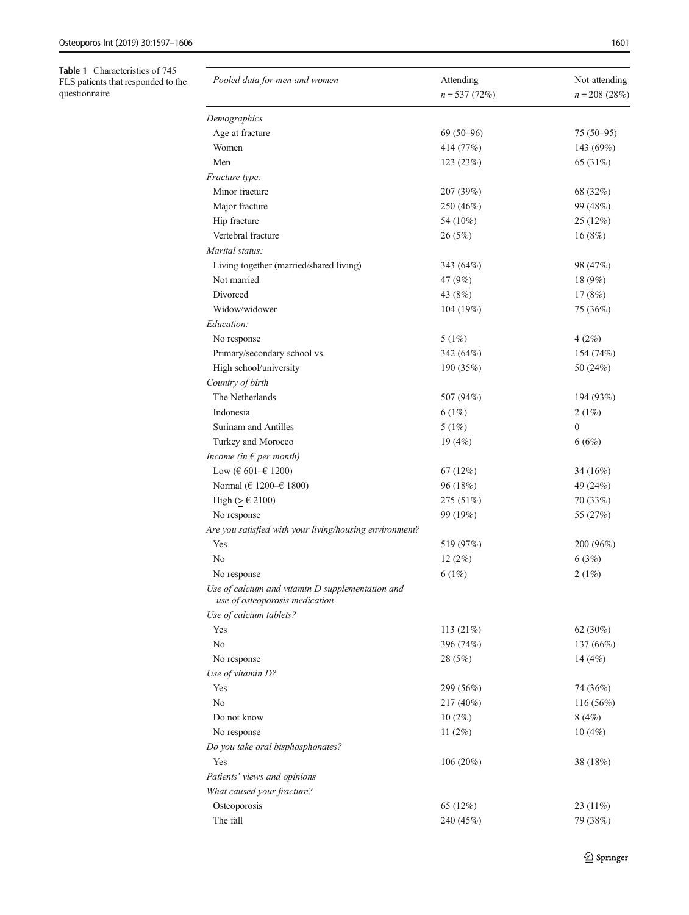**Table 1** Characteristics of 745 FLS patients that responded to the questionnaire

| *Pooled data for men and women* | Attending $n = 537$ (72%) | Not-attending $n = 208$ (28%) |
|---|---|---|
| *Demographics* | | |
| Age at fracture | 69 (50–96) | 75 (50–95) |
| Women | 414 (77%) | 143 (69%) |
| Men | 123 (23%) | 65 (31%) |
| *Fracture type:* | | |
| Minor fracture | 207 (39%) | 68 (32%) |
| Major fracture | 250 (46%) | 99 (48%) |
| Hip fracture | 54 (10%) | 25 (12%) |
| Vertebral fracture | 26 (5%) | 16 (8%) |
| *Marital status:* | | |
| Living together (married/shared living) | 343 (64%) | 98 (47%) |
| Not married | 47 (9%) | 18 (9%) |
| Divorced | 43 (8%) | 17 (8%) |
| Widow/widower | 104 (19%) | 75 (36%) |
| *Education:* | | |
| No response | 5 (1%) | 4 (2%) |
| Primary/secondary school vs. | 342 (64%) | 154 (74%) |
| High school/university | 190 (35%) | 50 (24%) |
| *Country of birth* | | |
| The Netherlands | 507 (94%) | 194 (93%) |
| Indonesia | 6 (1%) | 2 (1%) |
| Surinam and Antilles | 5 (1%) | 0 |
| Turkey and Morocco | 19 (4%) | 6 (6%) |
| *Income (in € per month)* | | |
| Low (€ 601–€ 1200) | 67 (12%) | 34 (16%) |
| Normal (€ 1200–€ 1800) | 96 (18%) | 49 (24%) |
| High (≥ € 2100) | 275 (51%) | 70 (33%) |
| No response | 99 (19%) | 55 (27%) |
| *Are you satisfied with your living/housing environment?* | | |
| Yes | 519 (97%) | 200 (96%) |
| No | 12 (2%) | 6 (3%) |
| No response | 6 (1%) | 2 (1%) |
| *Use of calcium and vitamin D supplementation and use of osteoporosis medication* | | |
| *Use of calcium tablets?* | | |
| Yes | 113 (21%) | 62 (30%) |
| No | 396 (74%) | 137 (66%) |
| No response | 28 (5%) | 14 (4%) |
| *Use of vitamin D?* | | |
| Yes | 299 (56%) | 74 (36%) |
| No | 217 (40%) | 116 (56%) |
| Do not know | 10 (2%) | 8 (4%) |
| No response | 11 (2%) | 10 (4%) |
| *Do you take oral bisphosphonates?* | | |
| Yes | 106 (20%) | 38 (18%) |
| *Patients' views and opinions* | | |
| *What caused your fracture?* | | |
| Osteoporosis | 65 (12%) | 23 (11%) |
| The fall | 240 (45%) | 79 (38%) |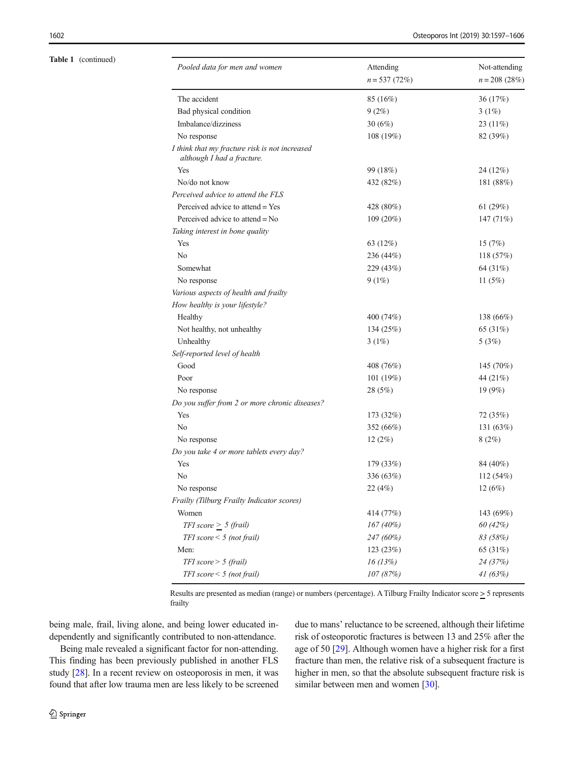**Table 1** (continued)

| *Pooled data for men and women* | Attending<br>$n = 537$ (72%) | Not-attending<br>$n = 208$ (28%) |
|---|---|---|
| The accident | 85 (16%) | 36 (17%) |
| Bad physical condition | 9 (2%) | 3 (1%) |
| Imbalance/dizziness | 30 (6%) | 23 (11%) |
| No response | 108 (19%) | 82 (39%) |
| *I think that my fracture risk is not increased although I had a fracture.* | | |
| Yes | 99 (18%) | 24 (12%) |
| No/do not know | 432 (82%) | 181 (88%) |
| *Perceived advice to attend the FLS* | | |
| Perceived advice to attend = Yes | 428 (80%) | 61 (29%) |
| Perceived advice to attend = No | 109 (20%) | 147 (71%) |
| *Taking interest in bone quality* | | |
| Yes | 63 (12%) | 15 (7%) |
| No | 236 (44%) | 118 (57%) |
| Somewhat | 229 (43%) | 64 (31%) |
| No response | 9 (1%) | 11 (5%) |
| *Various aspects of health and frailty* | | |
| *How healthy is your lifestyle?* | | |
| Healthy | 400 (74%) | 138 (66%) |
| Not healthy, not unhealthy | 134 (25%) | 65 (31%) |
| Unhealthy | 3 (1%) | 5 (3%) |
| *Self-reported level of health* | | |
| Good | 408 (76%) | 145 (70%) |
| Poor | 101 (19%) | 44 (21%) |
| No response | 28 (5%) | 19 (9%) |
| *Do you suffer from 2 or more chronic diseases?* | | |
| Yes | 173 (32%) | 72 (35%) |
| No | 352 (66%) | 131 (63%) |
| No response | 12 (2%) | 8 (2%) |
| *Do you take 4 or more tablets every day?* | | |
| Yes | 179 (33%) | 84 (40%) |
| No | 336 (63%) | 112 (54%) |
| No response | 22 (4%) | 12 (6%) |
| *Frailty (Tilburg Frailty Indicator scores)* | | |
| Women | 414 (77%) | 143 (69%) |
| *TFI score ≥ 5 (frail)* | *167 (40%)* | *60 (42%)* |
| *TFI score < 5 (not frail)* | *247 (60%)* | *83 (58%)* |
| Men: | 123 (23%) | 65 (31%) |
| *TFI score > 5 (frail)* | *16 (13%)* | *24 (37%)* |
| *TFI score < 5 (not frail)* | *107 (87%)* | *41 (63%)* |

Results are presented as median (range) or numbers (percentage). A Tilburg Frailty Indicator score ≥ 5 represents frailty

being male, frail, living alone, and being lower educated independently and significantly contributed to non-attendance.

Being male revealed a significant factor for non-attending. This finding has been previously published in another FLS study [28]. In a recent review on osteoporosis in men, it was found that after low trauma men are less likely to be screened due to mans' reluctance to be screened, although their lifetime risk of osteoporotic fractures is between 13 and 25% after the age of 50 [29]. Although women have a higher risk for a first fracture than men, the relative risk of a subsequent fracture is higher in men, so that the absolute subsequent fracture risk is similar between men and women [30].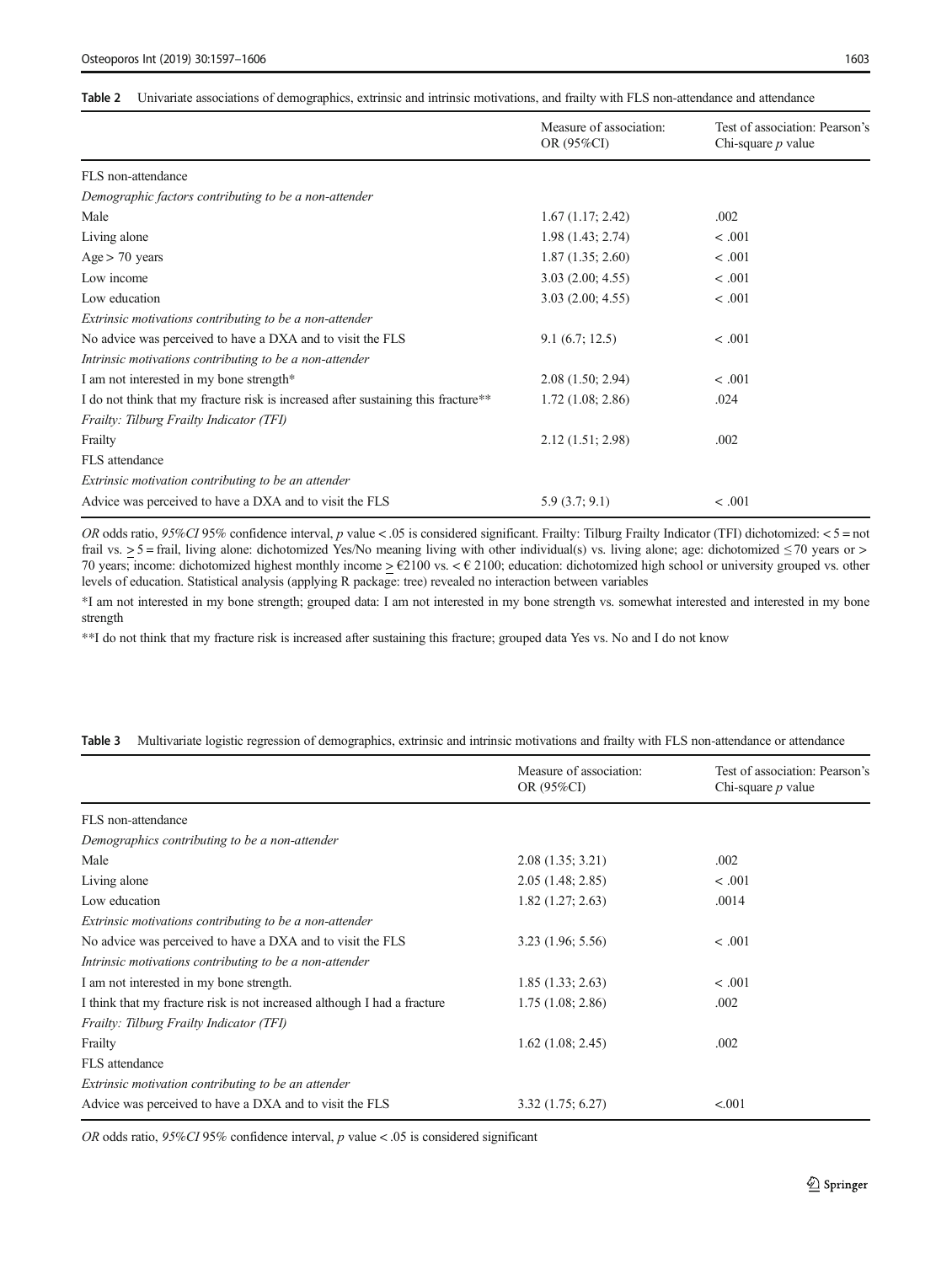**Table 2** Univariate associations of demographics, extrinsic and intrinsic motivations, and frailty with FLS non-attendance and attendance

| | Measure of association: OR (95%CI) | Test of association: Pearson's Chi-square *p* value |
|---|---|---|
| FLS non-attendance | | |
| *Demographic factors contributing to be a non-attender* | | |
| Male | 1.67 (1.17; 2.42) | .002 |
| Living alone | 1.98 (1.43; 2.74) | < .001 |
| Age > 70 years | 1.87 (1.35; 2.60) | < .001 |
| Low income | 3.03 (2.00; 4.55) | < .001 |
| Low education | 3.03 (2.00; 4.55) | < .001 |
| *Extrinsic motivations contributing to be a non-attender* | | |
| No advice was perceived to have a DXA and to visit the FLS | 9.1 (6.7; 12.5) | < .001 |
| *Intrinsic motivations contributing to be a non-attender* | | |
| I am not interested in my bone strength* | 2.08 (1.50; 2.94) | < .001 |
| I do not think that my fracture risk is increased after sustaining this fracture** | 1.72 (1.08; 2.86) | .024 |
| *Frailty: Tilburg Frailty Indicator (TFI)* | | |
| Frailty | 2.12 (1.51; 2.98) | .002 |
| FLS attendance | | |
| *Extrinsic motivation contributing to be an attender* | | |
| Advice was perceived to have a DXA and to visit the FLS | 5.9 (3.7; 9.1) | < .001 |

*OR* odds ratio, *95%CI* 95% confidence interval, *p* value < .05 is considered significant. Frailty: Tilburg Frailty Indicator (TFI) dichotomized: < 5 = not frail vs. ≥ 5 = frail, living alone: dichotomized Yes/No meaning living with other individual(s) vs. living alone; age: dichotomized ≤ 70 years or > 70 years; income: dichotomized highest monthly income ≥ €2100 vs. < € 2100; education: dichotomized high school or university grouped vs. other levels of education. Statistical analysis (applying R package: tree) revealed no interaction between variables

*I am not interested in my bone strength; grouped data: I am not interested in my bone strength vs. somewhat interested and interested in my bone strength

**I do not think that my fracture risk is increased after sustaining this fracture; grouped data Yes vs. No and I do not know

**Table 3** Multivariate logistic regression of demographics, extrinsic and intrinsic motivations and frailty with FLS non-attendance or attendance

| | Measure of association: OR (95%CI) | Test of association: Pearson's Chi-square *p* value |
|---|---|---|
| FLS non-attendance | | |
| *Demographics contributing to be a non-attender* | | |
| Male | 2.08 (1.35; 3.21) | .002 |
| Living alone | 2.05 (1.48; 2.85) | < .001 |
| Low education | 1.82 (1.27; 2.63) | .0014 |
| *Extrinsic motivations contributing to be a non-attender* | | |
| No advice was perceived to have a DXA and to visit the FLS | 3.23 (1.96; 5.56) | < .001 |
| *Intrinsic motivations contributing to be a non-attender* | | |
| I am not interested in my bone strength. | 1.85 (1.33; 2.63) | < .001 |
| I think that my fracture risk is not increased although I had a fracture | 1.75 (1.08; 2.86) | .002 |
| *Frailty: Tilburg Frailty Indicator (TFI)* | | |
| Frailty | 1.62 (1.08; 2.45) | .002 |
| FLS attendance | | |
| *Extrinsic motivation contributing to be an attender* | | |
| Advice was perceived to have a DXA and to visit the FLS | 3.32 (1.75; 6.27) | <.001 |

*OR* odds ratio, *95%CI* 95% confidence interval, *p* value < .05 is considered significant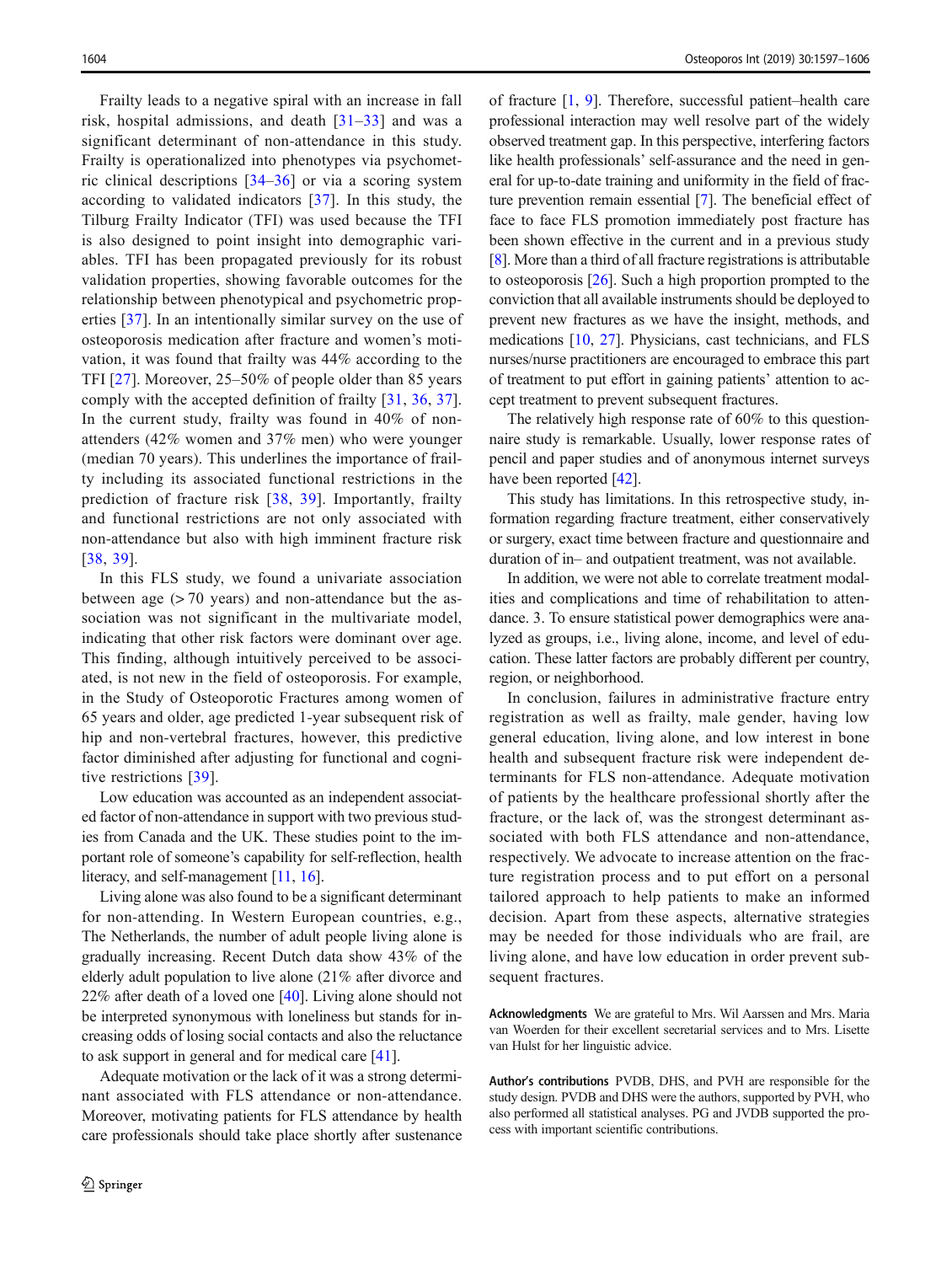Frailty leads to a negative spiral with an increase in fall risk, hospital admissions, and death [31–33] and was a significant determinant of non-attendance in this study. Frailty is operationalized into phenotypes via psychometric clinical descriptions [34–36] or via a scoring system according to validated indicators [37]. In this study, the Tilburg Frailty Indicator (TFI) was used because the TFI is also designed to point insight into demographic variables. TFI has been propagated previously for its robust validation properties, showing favorable outcomes for the relationship between phenotypical and psychometric properties [37]. In an intentionally similar survey on the use of osteoporosis medication after fracture and women's motivation, it was found that frailty was 44% according to the TFI [27]. Moreover, 25–50% of people older than 85 years comply with the accepted definition of frailty [31, 36, 37]. In the current study, frailty was found in 40% of non-attenders (42% women and 37% men) who were younger (median 70 years). This underlines the importance of frailty including its associated functional restrictions in the prediction of fracture risk [38, 39]. Importantly, frailty and functional restrictions are not only associated with non-attendance but also with high imminent fracture risk [38, 39].

In this FLS study, we found a univariate association between age (> 70 years) and non-attendance but the association was not significant in the multivariate model, indicating that other risk factors were dominant over age. This finding, although intuitively perceived to be associated, is not new in the field of osteoporosis. For example, in the Study of Osteoporotic Fractures among women of 65 years and older, age predicted 1-year subsequent risk of hip and non-vertebral fractures, however, this predictive factor diminished after adjusting for functional and cognitive restrictions [39].

Low education was accounted as an independent associated factor of non-attendance in support with two previous studies from Canada and the UK. These studies point to the important role of someone's capability for self-reflection, health literacy, and self-management [11, 16].

Living alone was also found to be a significant determinant for non-attending. In Western European countries, e.g., The Netherlands, the number of adult people living alone is gradually increasing. Recent Dutch data show 43% of the elderly adult population to live alone (21% after divorce and 22% after death of a loved one [40]. Living alone should not be interpreted synonymous with loneliness but stands for increasing odds of losing social contacts and also the reluctance to ask support in general and for medical care [41].

Adequate motivation or the lack of it was a strong determinant associated with FLS attendance or non-attendance. Moreover, motivating patients for FLS attendance by health care professionals should take place shortly after sustenance of fracture [1, 9]. Therefore, successful patient–health care professional interaction may well resolve part of the widely observed treatment gap. In this perspective, interfering factors like health professionals' self-assurance and the need in general for up-to-date training and uniformity in the field of fracture prevention remain essential [7]. The beneficial effect of face to face FLS promotion immediately post fracture has been shown effective in the current and in a previous study [8]. More than a third of all fracture registrations is attributable to osteoporosis [26]. Such a high proportion prompted to the conviction that all available instruments should be deployed to prevent new fractures as we have the insight, methods, and medications [10, 27]. Physicians, cast technicians, and FLS nurses/nurse practitioners are encouraged to embrace this part of treatment to put effort in gaining patients' attention to accept treatment to prevent subsequent fractures.

The relatively high response rate of 60% to this questionnaire study is remarkable. Usually, lower response rates of pencil and paper studies and of anonymous internet surveys have been reported [42].

This study has limitations. In this retrospective study, information regarding fracture treatment, either conservatively or surgery, exact time between fracture and questionnaire and duration of in– and outpatient treatment, was not available.

In addition, we were not able to correlate treatment modalities and complications and time of rehabilitation to attendance. 3. To ensure statistical power demographics were analyzed as groups, i.e., living alone, income, and level of education. These latter factors are probably different per country, region, or neighborhood.

In conclusion, failures in administrative fracture entry registration as well as frailty, male gender, having low general education, living alone, and low interest in bone health and subsequent fracture risk were independent determinants for FLS non-attendance. Adequate motivation of patients by the healthcare professional shortly after the fracture, or the lack of, was the strongest determinant associated with both FLS attendance and non-attendance, respectively. We advocate to increase attention on the fracture registration process and to put effort on a personal tailored approach to help patients to make an informed decision. Apart from these aspects, alternative strategies may be needed for those individuals who are frail, are living alone, and have low education in order prevent subsequent fractures.

**Acknowledgments** We are grateful to Mrs. Wil Aarssen and Mrs. Maria van Woerden for their excellent secretarial services and to Mrs. Lisette van Hulst for her linguistic advice.

**Author's contributions** PVDB, DHS, and PVH are responsible for the study design. PVDB and DHS were the authors, supported by PVH, who also performed all statistical analyses. PG and JVDB supported the process with important scientific contributions.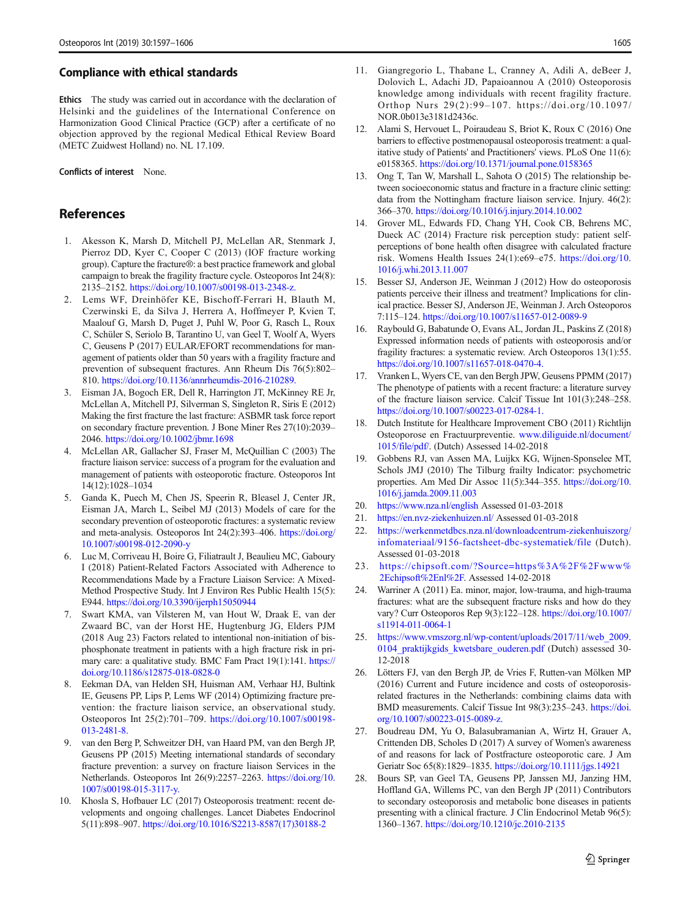## Compliance with ethical standards

**Ethics** The study was carried out in accordance with the declaration of Helsinki and the guidelines of the International Conference on Harmonization Good Clinical Practice (GCP) after a certificate of no objection approved by the regional Medical Ethical Review Board (METC Zuidwest Holland) no. NL 17.109.

**Conflicts of interest** None.

## References

1. Akesson K, Marsh D, Mitchell PJ, McLellan AR, Stenmark J, Pierroz DD, Kyer C, Cooper C (2013) (IOF fracture working group). Capture the fracture®: a best practice framework and global campaign to break the fragility fracture cycle. Osteoporos Int 24(8): 2135–2152. https://doi.org/10.1007/s00198-013-2348-z.
2. Lems WF, Dreinhöfer KE, Bischoff-Ferrari H, Blauth M, Czerwinski E, da Silva J, Herrera A, Hoffmeyer P, Kvien T, Maalouf G, Marsh D, Puget J, Puhl W, Poor G, Rasch L, Roux C, Schüler S, Seriolo B, Tarantino U, van Geel T, Woolf A, Wyers C, Geusens P (2017) EULAR/EFORT recommendations for management of patients older than 50 years with a fragility fracture and prevention of subsequent fractures. Ann Rheum Dis 76(5):802–810. https://doi.org/10.1136/annrheumdis-2016-210289.
3. Eisman JA, Bogoch ER, Dell R, Harrington JT, McKinney RE Jr, McLellan A, Mitchell PJ, Silverman S, Singleton R, Siris E (2012) Making the first fracture the last fracture: ASBMR task force report on secondary fracture prevention. J Bone Miner Res 27(10):2039–2046. https://doi.org/10.1002/jbmr.1698
4. McLellan AR, Gallacher SJ, Fraser M, McQuillian C (2003) The fracture liaison service: success of a program for the evaluation and management of patients with osteoporotic fracture. Osteoporos Int 14(12):1028–1034
5. Ganda K, Puech M, Chen JS, Speerin R, Bleasel J, Center JR, Eisman JA, March L, Seibel MJ (2013) Models of care for the secondary prevention of osteoporotic fractures: a systematic review and meta-analysis. Osteoporos Int 24(2):393–406. https://doi.org/10.1007/s00198-012-2090-y
6. Luc M, Corriveau H, Boire G, Filiatrault J, Beaulieu MC, Gaboury I (2018) Patient-Related Factors Associated with Adherence to Recommendations Made by a Fracture Liaison Service: A Mixed-Method Prospective Study. Int J Environ Res Public Health 15(5): E944. https://doi.org/10.3390/ijerph15050944
7. Swart KMA, van Vilsteren M, van Hout W, Draak E, van der Zwaard BC, van der Horst HE, Hugtenburg JG, Elders PJM (2018 Aug 23) Factors related to intentional non-initiation of bisphosphonate treatment in patients with a high fracture risk in primary care: a qualitative study. BMC Fam Pract 19(1):141. https://doi.org/10.1186/s12875-018-0828-0
8. Eekman DA, van Helden SH, Huisman AM, Verhaar HJ, Bultink IE, Geusens PP, Lips P, Lems WF (2014) Optimizing fracture prevention: the fracture liaison service, an observational study. Osteoporos Int 25(2):701–709. https://doi.org/10.1007/s00198-013-2481-8.
9. van den Berg P, Schweitzer DH, van Haard PM, van den Bergh JP, Geusens PP (2015) Meeting international standards of secondary fracture prevention: a survey on fracture liaison Services in the Netherlands. Osteoporos Int 26(9):2257–2263. https://doi.org/10.1007/s00198-015-3117-y.
10. Khosla S, Hofbauer LC (2017) Osteoporosis treatment: recent developments and ongoing challenges. Lancet Diabetes Endocrinol 5(11):898–907. https://doi.org/10.1016/S2213-8587(17)30188-2
11. Giangregorio L, Thabane L, Cranney A, Adili A, deBeer J, Dolovich L, Adachi JD, Papaioannou A (2010) Osteoporosis knowledge among individuals with recent fragility fracture. Orthop Nurs 29(2):99–107. https://doi.org/10.1097/NOR.0b013e3181d2436c.
12. Alami S, Hervouet L, Poiraudeau S, Briot K, Roux C (2016) One barriers to effective postmenopausal osteoporosis treatment: a qualitative study of Patients' and Practitioners' views. PLoS One 11(6): e0158365. https://doi.org/10.1371/journal.pone.0158365
13. Ong T, Tan W, Marshall L, Sahota O (2015) The relationship between socioeconomic status and fracture in a fracture clinic setting: data from the Nottingham fracture liaison service. Injury. 46(2): 366–370. https://doi.org/10.1016/j.injury.2014.10.002
14. Grover ML, Edwards FD, Chang YH, Cook CB, Behrens MC, Dueck AC (2014) Fracture risk perception study: patient self-perceptions of bone health often disagree with calculated fracture risk. Womens Health Issues 24(1):e69–e75. https://doi.org/10.1016/j.whi.2013.11.007
15. Besser SJ, Anderson JE, Weinman J (2012) How do osteoporosis patients perceive their illness and treatment? Implications for clinical practice. Besser SJ, Anderson JE, Weinman J. Arch Osteoporos 7:115–124. https://doi.org/10.1007/s11657-012-0089-9
16. Raybould G, Babatunde O, Evans AL, Jordan JL, Paskins Z (2018) Expressed information needs of patients with osteoporosis and/or fragility fractures: a systematic review. Arch Osteoporos 13(1):55. https://doi.org/10.1007/s11657-018-0470-4.
17. Vranken L, Wyers CE, van den Bergh JPW, Geusens PPMM (2017) The phenotype of patients with a recent fracture: a literature survey of the fracture liaison service. Calcif Tissue Int 101(3):248–258. https://doi.org/10.1007/s00223-017-0284-1.
18. Dutch Institute for Healthcare Improvement CBO (2011) Richtlijn Osteoporose en Fractuurpreventie. www.diliguide.nl/document/1015/file/pdf/. (Dutch) Assessed 14-02-2018
19. Gobbens RJ, van Assen MA, Luijkx KG, Wijnen-Sponselee MT, Schols JMJ (2010) The Tilburg frailty Indicator: psychometric properties. Am Med Dir Assoc 11(5):344–355. https://doi.org/10.1016/j.jamda.2009.11.003
20. https://www.nza.nl/english Assessed 01-03-2018
21. https://en.nvz-ziekenhuizen.nl/ Assessed 01-03-2018
22. https://werkenmetdbcs.nza.nl/downloadcentrum-ziekenhuiszorg/infomateriaal/9156-factsheet-dbc-systematiek/file (Dutch). Assessed 01-03-2018
23. https://chipsoft.com/?Source=https%3A%2F%2Fwww%2Echipsoft%2Enl%2F. Assessed 14-02-2018
24. Warriner A (2011) Ea. minor, major, low-trauma, and high-trauma fractures: what are the subsequent fracture risks and how do they vary? Curr Osteoporos Rep 9(3):122–128. https://doi.org/10.1007/s11914-011-0064-1
25. https://www.vmszorg.nl/wp-content/uploads/2017/11/web_2009.0104_praktijkgids_kwetsbare_ouderen.pdf (Dutch) assessed 30-12-2018
26. Lötters FJ, van den Bergh JP, de Vries F, Rutten-van Mölken MP (2016) Current and Future incidence and costs of osteoporosis-related fractures in the Netherlands: combining claims data with BMD measurements. Calcif Tissue Int 98(3):235–243. https://doi.org/10.1007/s00223-015-0089-z.
27. Boudreau DM, Yu O, Balasubramanian A, Wirtz H, Grauer A, Crittenden DB, Scholes D (2017) A survey of Women's awareness of and reasons for lack of Postfracture osteoporotic care. J Am Geriatr Soc 65(8):1829–1835. https://doi.org/10.1111/jgs.14921
28. Bours SP, van Geel TA, Geusens PP, Janssen MJ, Janzing HM, Hoffland GA, Willems PC, van den Bergh JP (2011) Contributors to secondary osteoporosis and metabolic bone diseases in patients presenting with a clinical fracture. J Clin Endocrinol Metab 96(5): 1360–1367. https://doi.org/10.1210/jc.2010-2135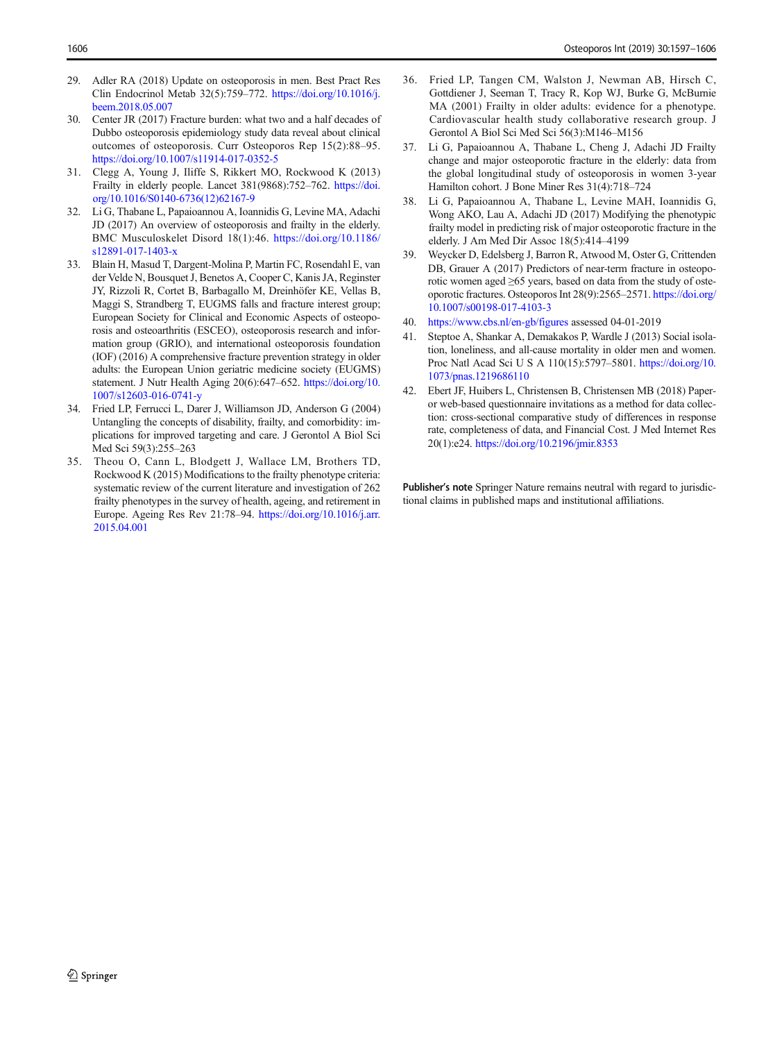29. Adler RA (2018) Update on osteoporosis in men. Best Pract Res Clin Endocrinol Metab 32(5):759–772. https://doi.org/10.1016/j.beem.2018.05.007
30. Center JR (2017) Fracture burden: what two and a half decades of Dubbo osteoporosis epidemiology study data reveal about clinical outcomes of osteoporosis. Curr Osteoporos Rep 15(2):88–95. https://doi.org/10.1007/s11914-017-0352-5
31. Clegg A, Young J, Iliffe S, Rikkert MO, Rockwood K (2013) Frailty in elderly people. Lancet 381(9868):752–762. https://doi.org/10.1016/S0140-6736(12)62167-9
32. Li G, Thabane L, Papaioannou A, Ioannidis G, Levine MA, Adachi JD (2017) An overview of osteoporosis and frailty in the elderly. BMC Musculoskelet Disord 18(1):46. https://doi.org/10.1186/s12891-017-1403-x
33. Blain H, Masud T, Dargent-Molina P, Martin FC, Rosendahl E, van der Velde N, Bousquet J, Benetos A, Cooper C, Kanis JA, Reginster JY, Rizzoli R, Cortet B, Barbagallo M, Dreinhöfer KE, Vellas B, Maggi S, Strandberg T, EUGMS falls and fracture interest group; European Society for Clinical and Economic Aspects of osteoporosis and osteoarthritis (ESCEO), osteoporosis research and information group (GRIO), and international osteoporosis foundation (IOF) (2016) A comprehensive fracture prevention strategy in older adults: the European Union geriatric medicine society (EUGMS) statement. J Nutr Health Aging 20(6):647–652. https://doi.org/10.1007/s12603-016-0741-y
34. Fried LP, Ferrucci L, Darer J, Williamson JD, Anderson G (2004) Untangling the concepts of disability, frailty, and comorbidity: implications for improved targeting and care. J Gerontol A Biol Sci Med Sci 59(3):255–263
35. Theou O, Cann L, Blodgett J, Wallace LM, Brothers TD, Rockwood K (2015) Modifications to the frailty phenotype criteria: systematic review of the current literature and investigation of 262 frailty phenotypes in the survey of health, ageing, and retirement in Europe. Ageing Res Rev 21:78–94. https://doi.org/10.1016/j.arr.2015.04.001
36. Fried LP, Tangen CM, Walston J, Newman AB, Hirsch C, Gottdiener J, Seeman T, Tracy R, Kop WJ, Burke G, McBurnie MA (2001) Frailty in older adults: evidence for a phenotype. Cardiovascular health study collaborative research group. J Gerontol A Biol Sci Med Sci 56(3):M146–M156
37. Li G, Papaioannou A, Thabane L, Cheng J, Adachi JD Frailty change and major osteoporotic fracture in the elderly: data from the global longitudinal study of osteoporosis in women 3-year Hamilton cohort. J Bone Miner Res 31(4):718–724
38. Li G, Papaioannou A, Thabane L, Levine MAH, Ioannidis G, Wong AKO, Lau A, Adachi JD (2017) Modifying the phenotypic frailty model in predicting risk of major osteoporotic fracture in the elderly. J Am Med Dir Assoc 18(5):414–4199
39. Weycker D, Edelsberg J, Barron R, Atwood M, Oster G, Crittenden DB, Grauer A (2017) Predictors of near-term fracture in osteoporotic women aged ≥65 years, based on data from the study of osteoporotic fractures. Osteoporos Int 28(9):2565–2571. https://doi.org/10.1007/s00198-017-4103-3
40. https://www.cbs.nl/en-gb/figures assessed 04-01-2019
41. Steptoe A, Shankar A, Demakakos P, Wardle J (2013) Social isolation, loneliness, and all-cause mortality in older men and women. Proc Natl Acad Sci U S A 110(15):5797–5801. https://doi.org/10.1073/pnas.1219686110
42. Ebert JF, Huibers L, Christensen B, Christensen MB (2018) Paper- or web-based questionnaire invitations as a method for data collection: cross-sectional comparative study of differences in response rate, completeness of data, and Financial Cost. J Med Internet Res 20(1):e24. https://doi.org/10.2196/jmir.8353

**Publisher's note** Springer Nature remains neutral with regard to jurisdictional claims in published maps and institutional affiliations.